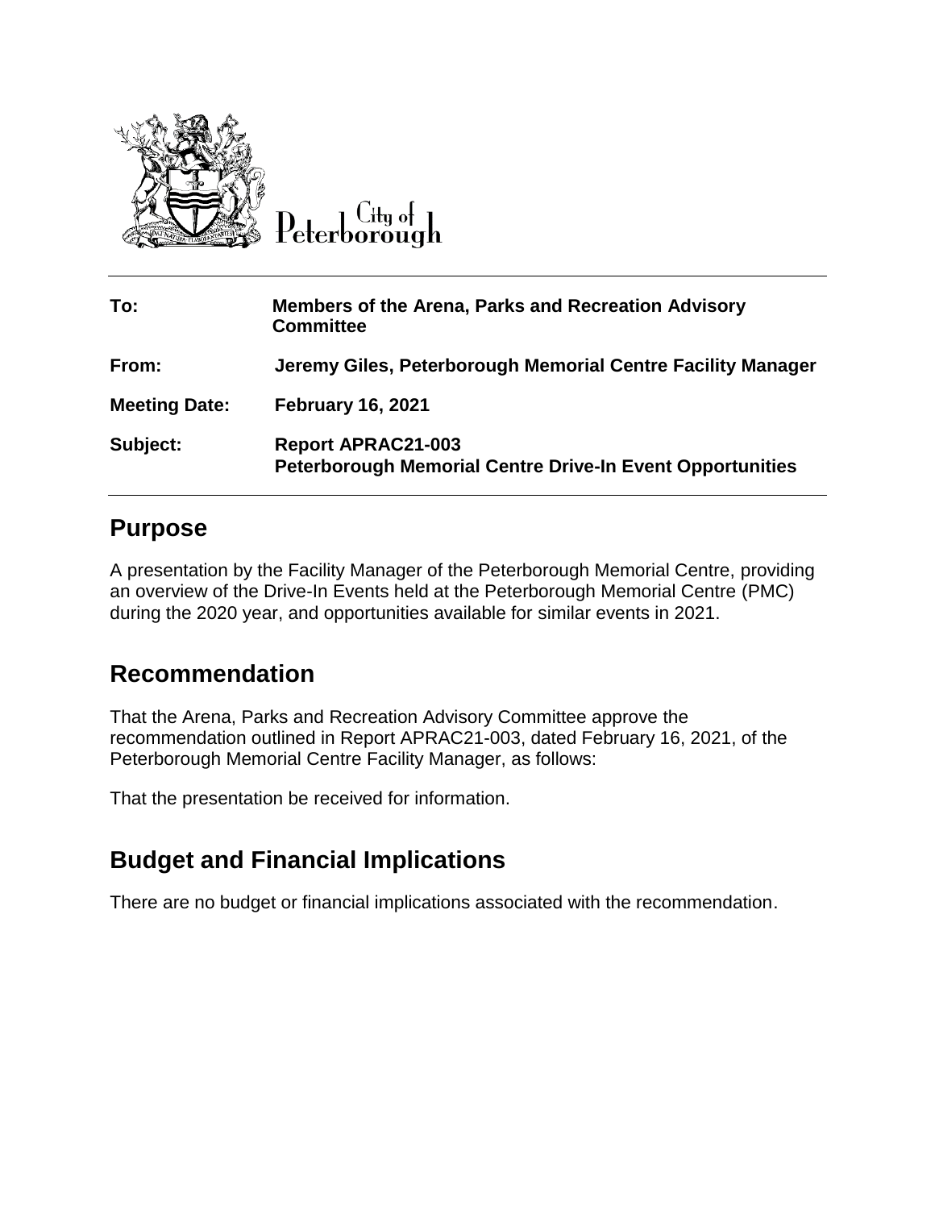City of Peterborough

| | |
|---|---|
| **To:** | **Members of the Arena, Parks and Recreation Advisory Committee** |
| **From:** | **Jeremy Giles, Peterborough Memorial Centre Facility Manager** |
| **Meeting Date:** | **February 16, 2021** |
| **Subject:** | **Report APRAC21-003**<br>**Peterborough Memorial Centre Drive-In Event Opportunities** |

## Purpose

A presentation by the Facility Manager of the Peterborough Memorial Centre, providing an overview of the Drive-In Events held at the Peterborough Memorial Centre (PMC) during the 2020 year, and opportunities available for similar events in 2021.

## Recommendation

That the Arena, Parks and Recreation Advisory Committee approve the recommendation outlined in Report APRAC21-003, dated February 16, 2021, of the Peterborough Memorial Centre Facility Manager, as follows:

That the presentation be received for information.

## Budget and Financial Implications

There are no budget or financial implications associated with the recommendation.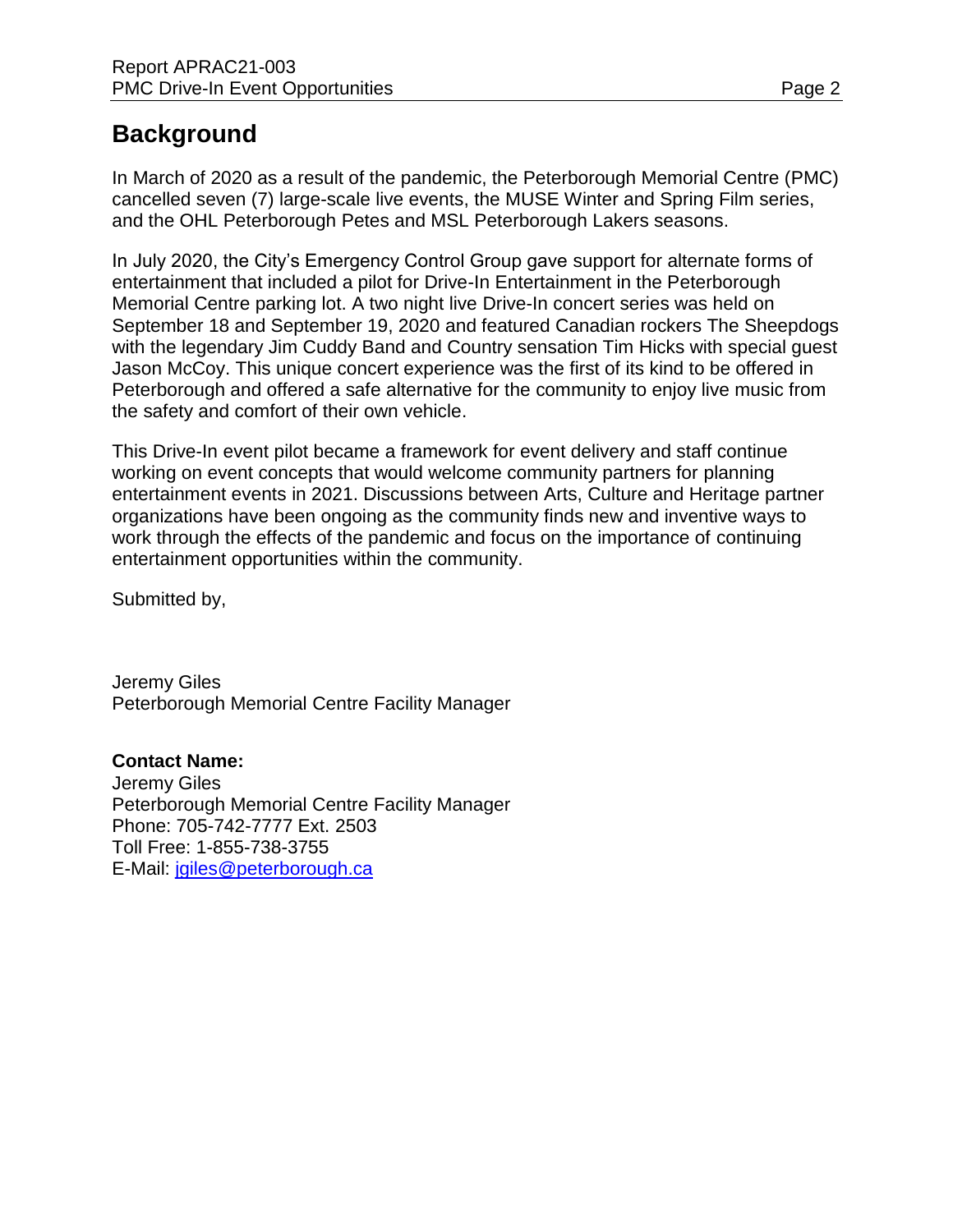## Background

In March of 2020 as a result of the pandemic, the Peterborough Memorial Centre (PMC) cancelled seven (7) large-scale live events, the MUSE Winter and Spring Film series, and the OHL Peterborough Petes and MSL Peterborough Lakers seasons.

In July 2020, the City's Emergency Control Group gave support for alternate forms of entertainment that included a pilot for Drive-In Entertainment in the Peterborough Memorial Centre parking lot. A two night live Drive-In concert series was held on September 18 and September 19, 2020 and featured Canadian rockers The Sheepdogs with the legendary Jim Cuddy Band and Country sensation Tim Hicks with special guest Jason McCoy. This unique concert experience was the first of its kind to be offered in Peterborough and offered a safe alternative for the community to enjoy live music from the safety and comfort of their own vehicle.

This Drive-In event pilot became a framework for event delivery and staff continue working on event concepts that would welcome community partners for planning entertainment events in 2021. Discussions between Arts, Culture and Heritage partner organizations have been ongoing as the community finds new and inventive ways to work through the effects of the pandemic and focus on the importance of continuing entertainment opportunities within the community.

Submitted by,

Jeremy Giles
Peterborough Memorial Centre Facility Manager

**Contact Name:**
Jeremy Giles
Peterborough Memorial Centre Facility Manager
Phone: 705-742-7777 Ext. 2503
Toll Free: 1-855-738-3755
E-Mail: jgiles@peterborough.ca